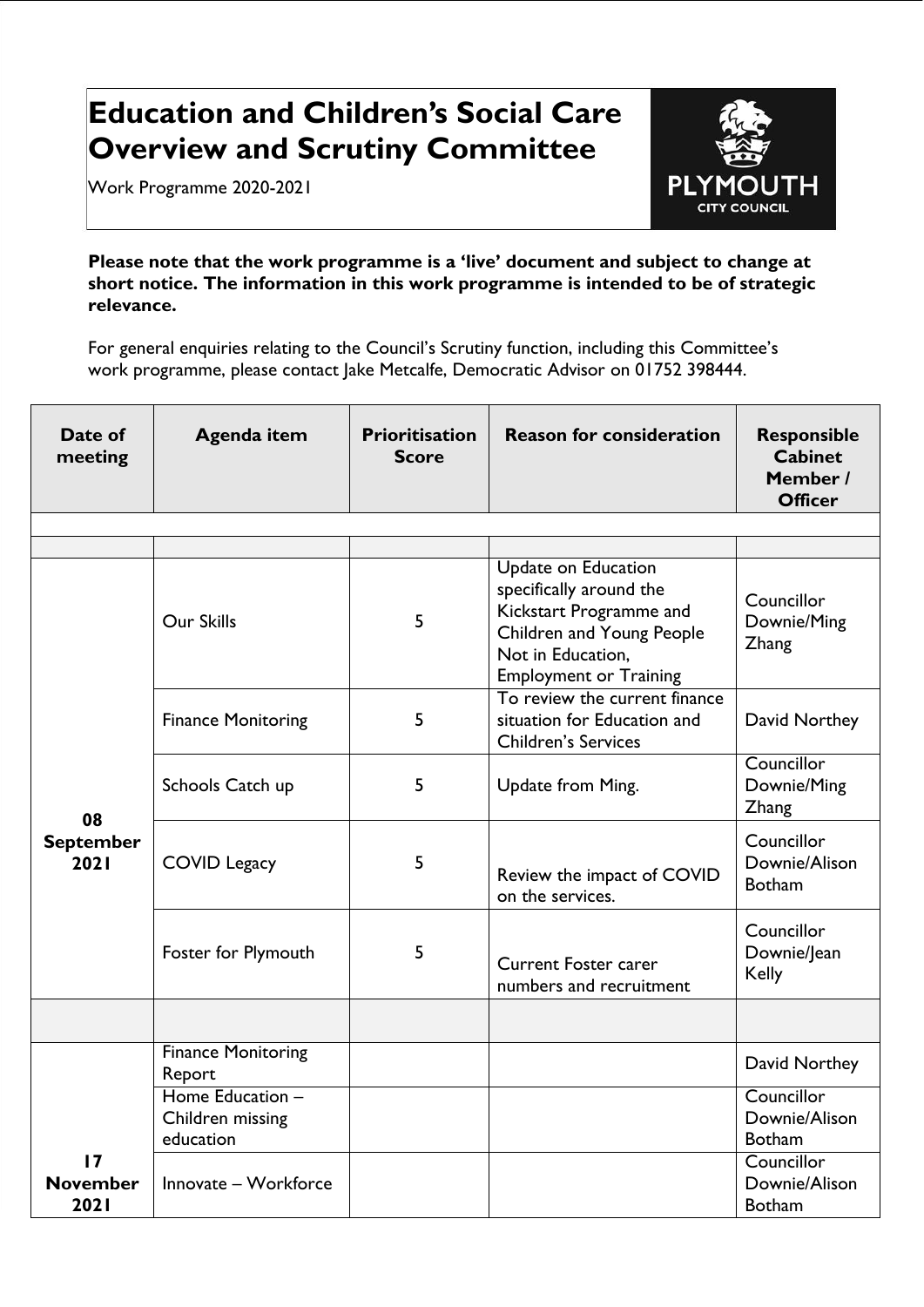# Education and Children's Social Care Overview and Scrutiny Committee

Work Programme 2020-2021

**Please note that the work programme is a 'live' document and subject to change at short notice. The information in this work programme is intended to be of strategic relevance.**

For general enquiries relating to the Council's Scrutiny function, including this Committee's work programme, please contact Jake Metcalfe, Democratic Advisor on 01752 398444.

| Date of meeting | Agenda item | Prioritisation Score | Reason for consideration | Responsible Cabinet Member / Officer |
|---|---|---|---|---|
| | | | | |
| | | | | |
| **08 September 2021** | Our Skills | 5 | Update on Education specifically around the Kickstart Programme and Children and Young People Not in Education, Employment or Training | Councillor Downie/Ming Zhang |
| | Finance Monitoring | 5 | To review the current finance situation for Education and Children's Services | David Northey |
| | Schools Catch up | 5 | Update from Ming. | Councillor Downie/Ming Zhang |
| | COVID Legacy | 5 | Review the impact of COVID on the services. | Councillor Downie/Alison Botham |
| | Foster for Plymouth | 5 | Current Foster carer numbers and recruitment | Councillor Downie/Jean Kelly |
| | | | | |
| **17 November 2021** | Finance Monitoring Report | | | David Northey |
| | Home Education – Children missing education | | | Councillor Downie/Alison Botham |
| | Innovate – Workforce | | | Councillor Downie/Alison Botham |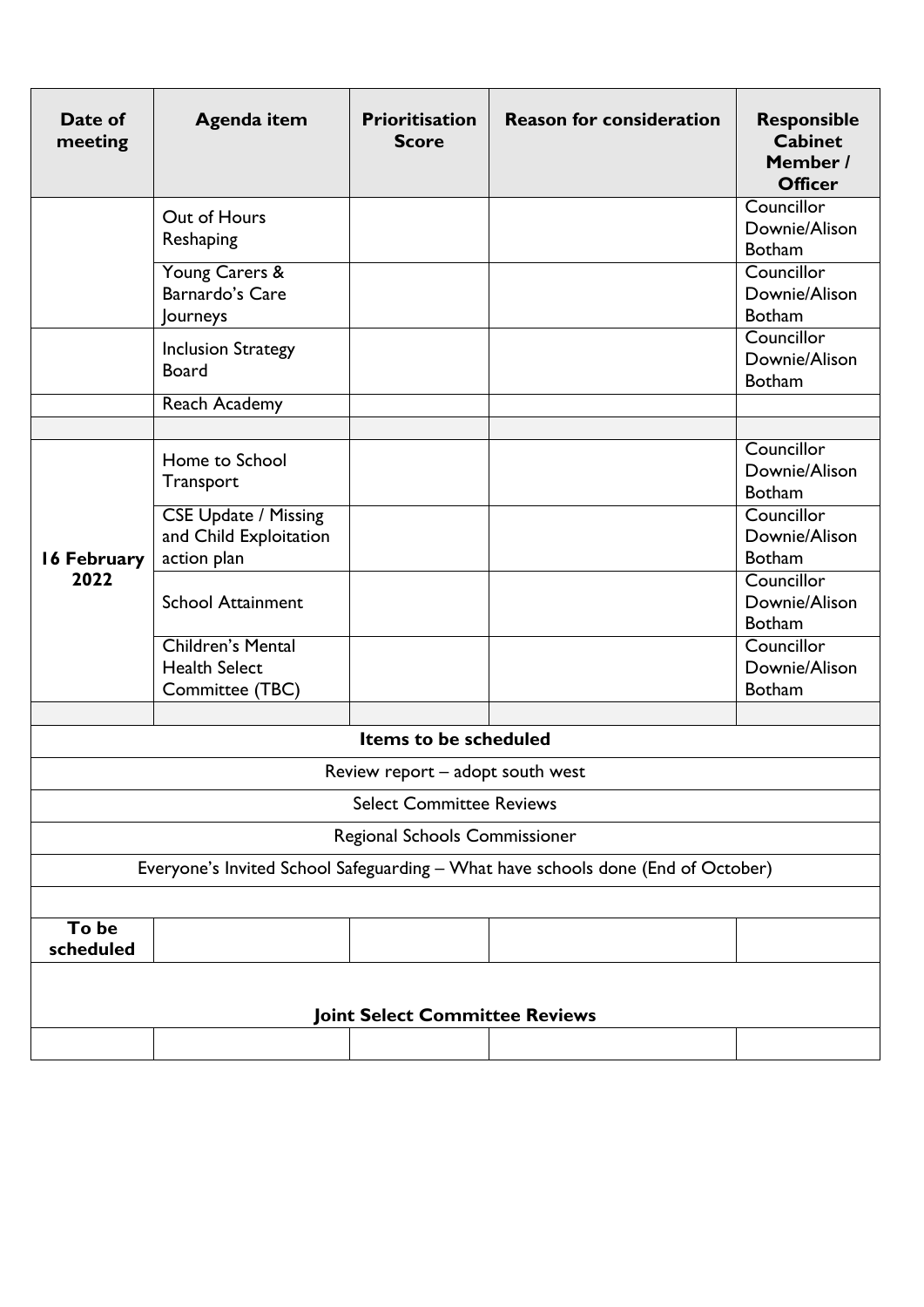| Date of meeting | Agenda item | Prioritisation Score | Reason for consideration | Responsible Cabinet Member / Officer |
|---|---|---|---|---|
| | Out of Hours Reshaping | | | Councillor Downie/Alison Botham |
| | Young Carers & Barnardo's Care Journeys | | | Councillor Downie/Alison Botham |
| | Inclusion Strategy Board | | | Councillor Downie/Alison Botham |
| | Reach Academy | | | |
| | | | | |
| 16 February 2022 | Home to School Transport | | | Councillor Downie/Alison Botham |
| | CSE Update / Missing and Child Exploitation action plan | | | Councillor Downie/Alison Botham |
| | School Attainment | | | Councillor Downie/Alison Botham |
| | Children's Mental Health Select Committee (TBC) | | | Councillor Downie/Alison Botham |
| | | | | |
| **Items to be scheduled** | | | | |
| Review report – adopt south west | | | | |
| Select Committee Reviews | | | | |
| Regional Schools Commissioner | | | | |
| Everyone's Invited School Safeguarding – What have schools done (End of October) | | | | |
| | | | | |
| **To be scheduled** | | | | |
| **Joint Select Committee Reviews** | | | | |
| | | | | |